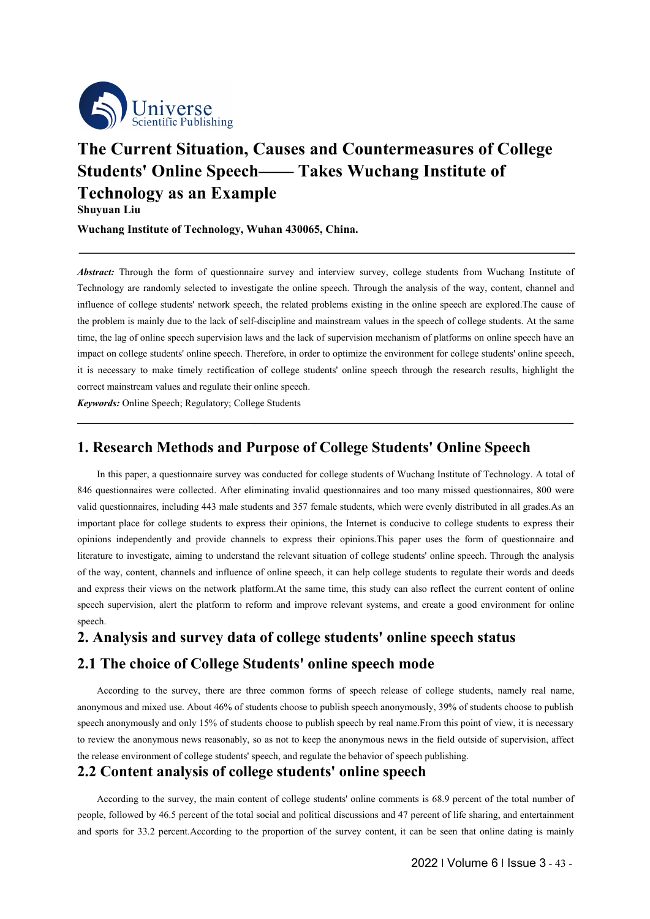# The Current Situation, Causes and Countermeasures of College Students' Online Speech—— Takes Wuchang Institute of Technology as an Example

**Shuyuan Liu**

**Wuchang Institute of Technology, Wuhan 430065, China.**

***Abstract:*** Through the form of questionnaire survey and interview survey, college students from Wuchang Institute of Technology are randomly selected to investigate the online speech. Through the analysis of the way, content, channel and influence of college students' network speech, the related problems existing in the online speech are explored.The cause of the problem is mainly due to the lack of self-discipline and mainstream values in the speech of college students. At the same time, the lag of online speech supervision laws and the lack of supervision mechanism of platforms on online speech have an impact on college students' online speech. Therefore, in order to optimize the environment for college students' online speech, it is necessary to make timely rectification of college students' online speech through the research results, highlight the correct mainstream values and regulate their online speech.

***Keywords:*** Online Speech; Regulatory; College Students

## 1. Research Methods and Purpose of College Students' Online Speech

In this paper, a questionnaire survey was conducted for college students of Wuchang Institute of Technology. A total of 846 questionnaires were collected. After eliminating invalid questionnaires and too many missed questionnaires, 800 were valid questionnaires, including 443 male students and 357 female students, which were evenly distributed in all grades.As an important place for college students to express their opinions, the Internet is conducive to college students to express their opinions independently and provide channels to express their opinions.This paper uses the form of questionnaire and literature to investigate, aiming to understand the relevant situation of college students' online speech. Through the analysis of the way, content, channels and influence of online speech, it can help college students to regulate their words and deeds and express their views on the network platform.At the same time, this study can also reflect the current content of online speech supervision, alert the platform to reform and improve relevant systems, and create a good environment for online speech.

## 2. Analysis and survey data of college students' online speech status

### 2.1 The choice of College Students' online speech mode

According to the survey, there are three common forms of speech release of college students, namely real name, anonymous and mixed use. About 46% of students choose to publish speech anonymously, 39% of students choose to publish speech anonymously and only 15% of students choose to publish speech by real name.From this point of view, it is necessary to review the anonymous news reasonably, so as not to keep the anonymous news in the field outside of supervision, affect the release environment of college students' speech, and regulate the behavior of speech publishing.

### 2.2 Content analysis of college students' online speech

According to the survey, the main content of college students' online comments is 68.9 percent of the total number of people, followed by 46.5 percent of the total social and political discussions and 47 percent of life sharing, and entertainment and sports for 33.2 percent.According to the proportion of the survey content, it can be seen that online dating is mainly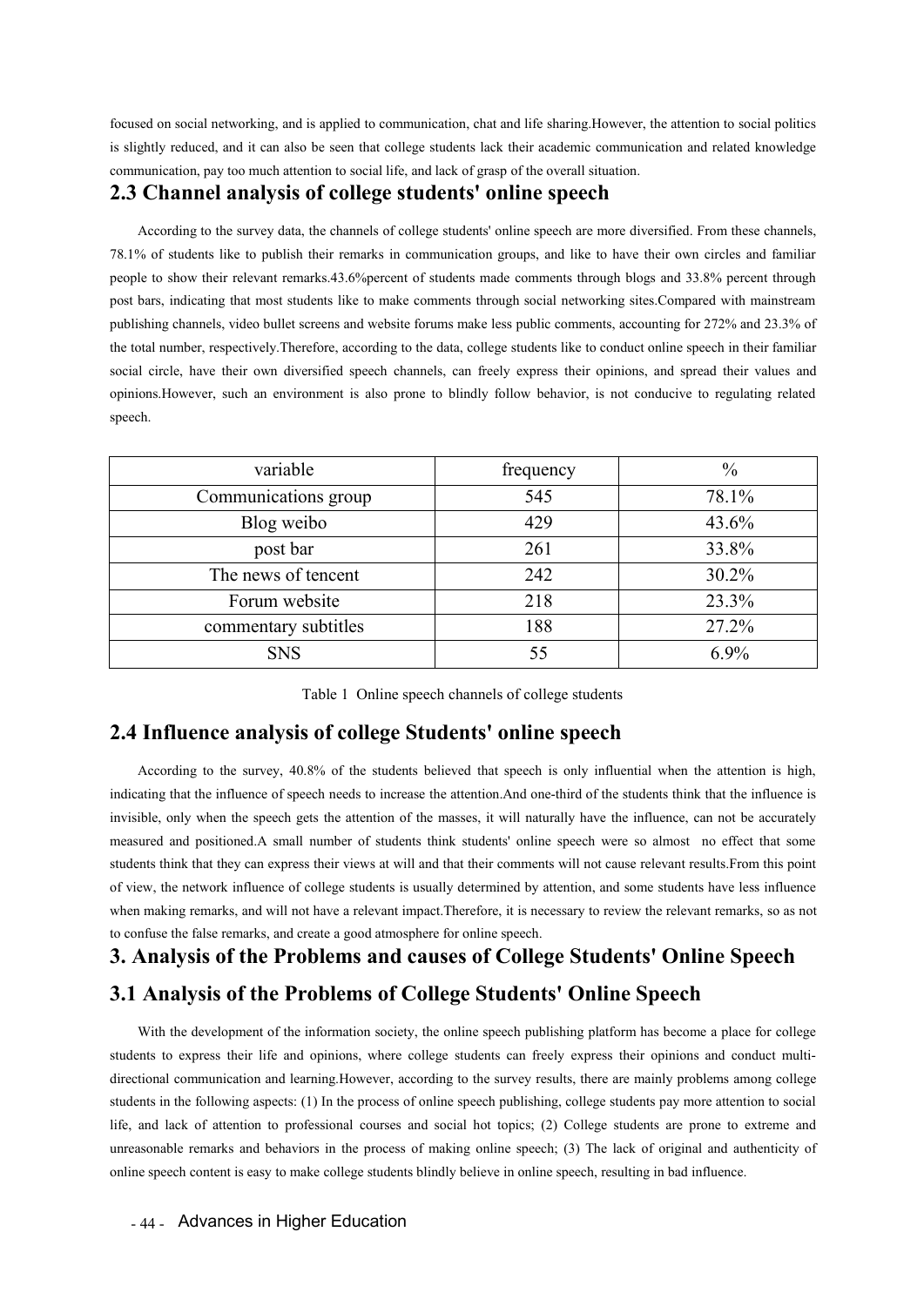focused on social networking, and is applied to communication, chat and life sharing.However, the attention to social politics is slightly reduced, and it can also be seen that college students lack their academic communication and related knowledge communication, pay too much attention to social life, and lack of grasp of the overall situation.

## 2.3 Channel analysis of college students' online speech

According to the survey data, the channels of college students' online speech are more diversified. From these channels, 78.1% of students like to publish their remarks in communication groups, and like to have their own circles and familiar people to show their relevant remarks.43.6%percent of students made comments through blogs and 33.8% percent through post bars, indicating that most students like to make comments through social networking sites.Compared with mainstream publishing channels, video bullet screens and website forums make less public comments, accounting for 272% and 23.3% of the total number, respectively.Therefore, according to the data, college students like to conduct online speech in their familiar social circle, have their own diversified speech channels, can freely express their opinions, and spread their values and opinions.However, such an environment is also prone to blindly follow behavior, is not conducive to regulating related speech.

| variable | frequency | % |
|---|---|---|
| Communications group | 545 | 78.1% |
| Blog weibo | 429 | 43.6% |
| post bar | 261 | 33.8% |
| The news of tencent | 242 | 30.2% |
| Forum website | 218 | 23.3% |
| commentary subtitles | 188 | 27.2% |
| SNS | 55 | 6.9% |

Table 1 Online speech channels of college students

## 2.4 Influence analysis of college Students' online speech

According to the survey, 40.8% of the students believed that speech is only influential when the attention is high, indicating that the influence of speech needs to increase the attention.And one-third of the students think that the influence is invisible, only when the speech gets the attention of the masses, it will naturally have the influence, can not be accurately measured and positioned.A small number of students think students' online speech were so almost no effect that some students think that they can express their views at will and that their comments will not cause relevant results.From this point of view, the network influence of college students is usually determined by attention, and some students have less influence when making remarks, and will not have a relevant impact.Therefore, it is necessary to review the relevant remarks, so as not to confuse the false remarks, and create a good atmosphere for online speech.

# 3. Analysis of the Problems and causes of College Students' Online Speech

## 3.1 Analysis of the Problems of College Students' Online Speech

With the development of the information society, the online speech publishing platform has become a place for college students to express their life and opinions, where college students can freely express their opinions and conduct multi-directional communication and learning.However, according to the survey results, there are mainly problems among college students in the following aspects: (1) In the process of online speech publishing, college students pay more attention to social life, and lack of attention to professional courses and social hot topics; (2) College students are prone to extreme and unreasonable remarks and behaviors in the process of making online speech; (3) The lack of original and authenticity of online speech content is easy to make college students blindly believe in online speech, resulting in bad influence.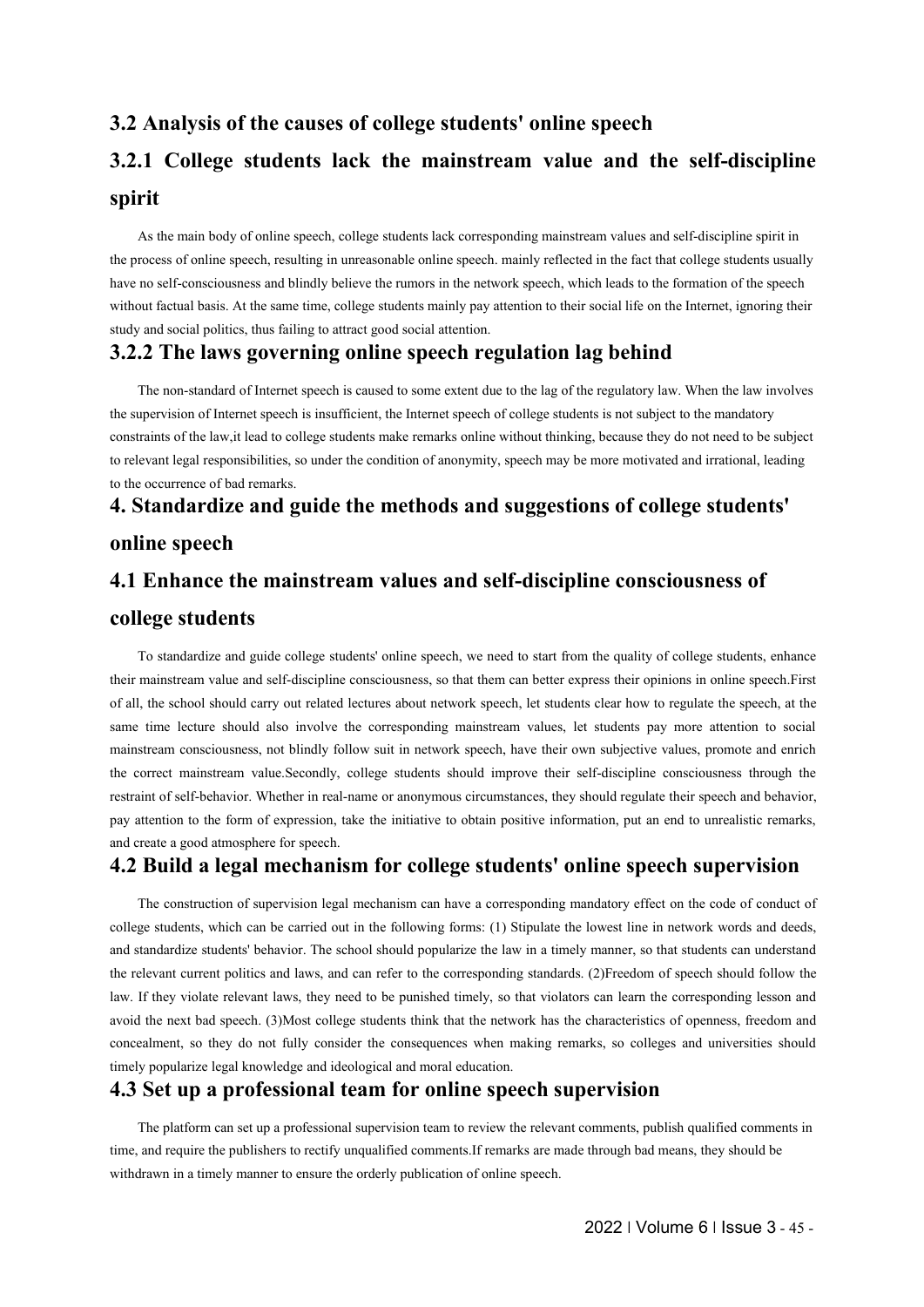### 3.2 Analysis of the causes of college students' online speech

#### 3.2.1 College students lack the mainstream value and the self-discipline spirit

As the main body of online speech, college students lack corresponding mainstream values and self-discipline spirit in the process of online speech, resulting in unreasonable online speech. mainly reflected in the fact that college students usually have no self-consciousness and blindly believe the rumors in the network speech, which leads to the formation of the speech without factual basis. At the same time, college students mainly pay attention to their social life on the Internet, ignoring their study and social politics, thus failing to attract good social attention.

#### 3.2.2 The laws governing online speech regulation lag behind

The non-standard of Internet speech is caused to some extent due to the lag of the regulatory law. When the law involves the supervision of Internet speech is insufficient, the Internet speech of college students is not subject to the mandatory constraints of the law,it lead to college students make remarks online without thinking, because they do not need to be subject to relevant legal responsibilities, so under the condition of anonymity, speech may be more motivated and irrational, leading to the occurrence of bad remarks.

## 4. Standardize and guide the methods and suggestions of college students' online speech

### 4.1 Enhance the mainstream values and self-discipline consciousness of college students

To standardize and guide college students' online speech, we need to start from the quality of college students, enhance their mainstream value and self-discipline consciousness, so that them can better express their opinions in online speech.First of all, the school should carry out related lectures about network speech, let students clear how to regulate the speech, at the same time lecture should also involve the corresponding mainstream values, let students pay more attention to social mainstream consciousness, not blindly follow suit in network speech, have their own subjective values, promote and enrich the correct mainstream value.Secondly, college students should improve their self-discipline consciousness through the restraint of self-behavior. Whether in real-name or anonymous circumstances, they should regulate their speech and behavior, pay attention to the form of expression, take the initiative to obtain positive information, put an end to unrealistic remarks, and create a good atmosphere for speech.

### 4.2 Build a legal mechanism for college students' online speech supervision

The construction of supervision legal mechanism can have a corresponding mandatory effect on the code of conduct of college students, which can be carried out in the following forms: (1) Stipulate the lowest line in network words and deeds, and standardize students' behavior. The school should popularize the law in a timely manner, so that students can understand the relevant current politics and laws, and can refer to the corresponding standards. (2)Freedom of speech should follow the law. If they violate relevant laws, they need to be punished timely, so that violators can learn the corresponding lesson and avoid the next bad speech. (3)Most college students think that the network has the characteristics of openness, freedom and concealment, so they do not fully consider the consequences when making remarks, so colleges and universities should timely popularize legal knowledge and ideological and moral education.

### 4.3 Set up a professional team for online speech supervision

The platform can set up a professional supervision team to review the relevant comments, publish qualified comments in time, and require the publishers to rectify unqualified comments.If remarks are made through bad means, they should be withdrawn in a timely manner to ensure the orderly publication of online speech.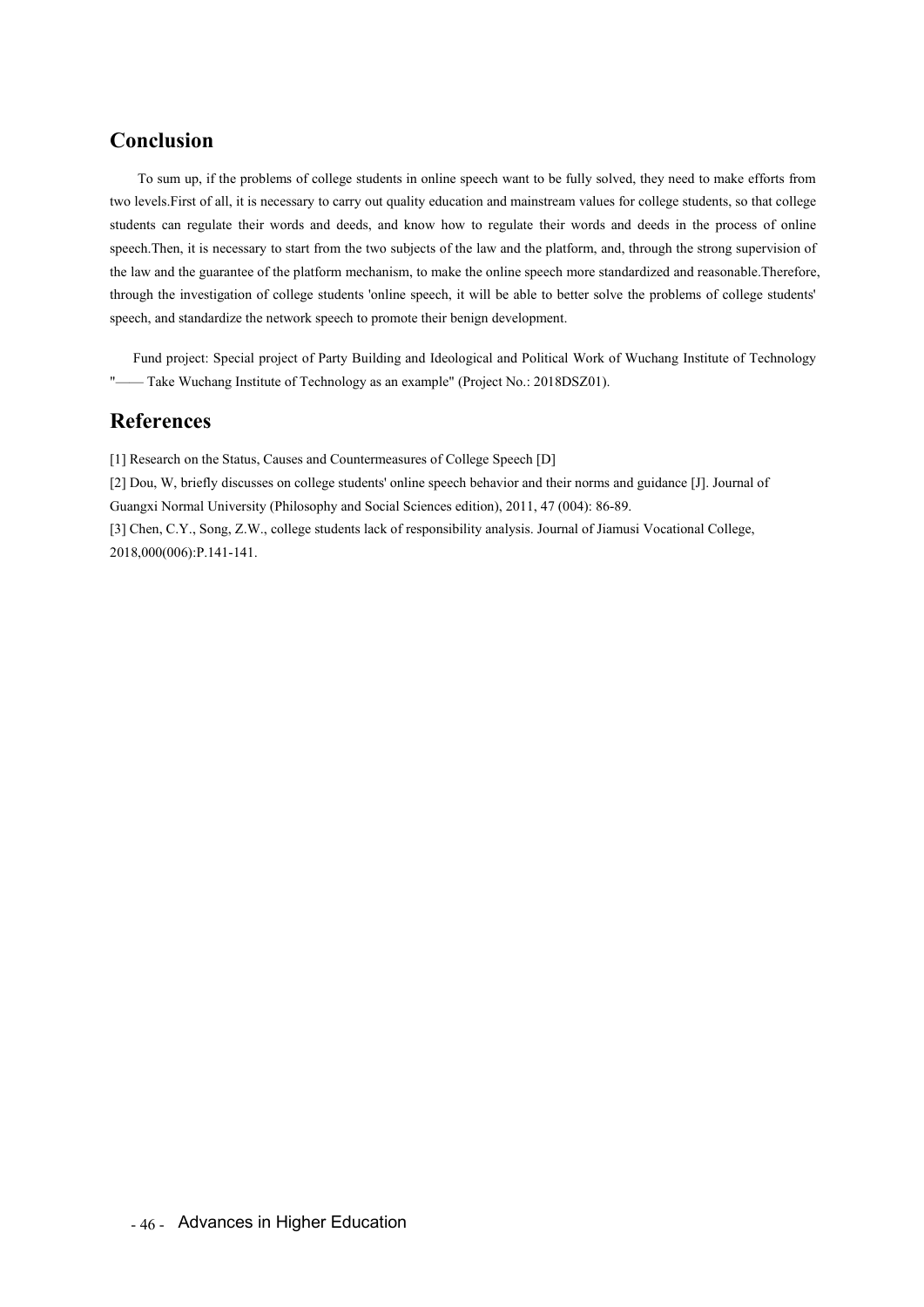## Conclusion

To sum up, if the problems of college students in online speech want to be fully solved, they need to make efforts from two levels.First of all, it is necessary to carry out quality education and mainstream values for college students, so that college students can regulate their words and deeds, and know how to regulate their words and deeds in the process of online speech.Then, it is necessary to start from the two subjects of the law and the platform, and, through the strong supervision of the law and the guarantee of the platform mechanism, to make the online speech more standardized and reasonable.Therefore, through the investigation of college students 'online speech, it will be able to better solve the problems of college students' speech, and standardize the network speech to promote their benign development.

Fund project: Special project of Party Building and Ideological and Political Work of Wuchang Institute of Technology "—— Take Wuchang Institute of Technology as an example" (Project No.: 2018DSZ01).

## References

[1] Research on the Status, Causes and Countermeasures of College Speech [D]

[2] Dou, W, briefly discusses on college students' online speech behavior and their norms and guidance [J]. Journal of Guangxi Normal University (Philosophy and Social Sciences edition), 2011, 47 (004): 86-89.

[3] Chen, C.Y., Song, Z.W., college students lack of responsibility analysis. Journal of Jiamusi Vocational College, 2018,000(006):P.141-141.